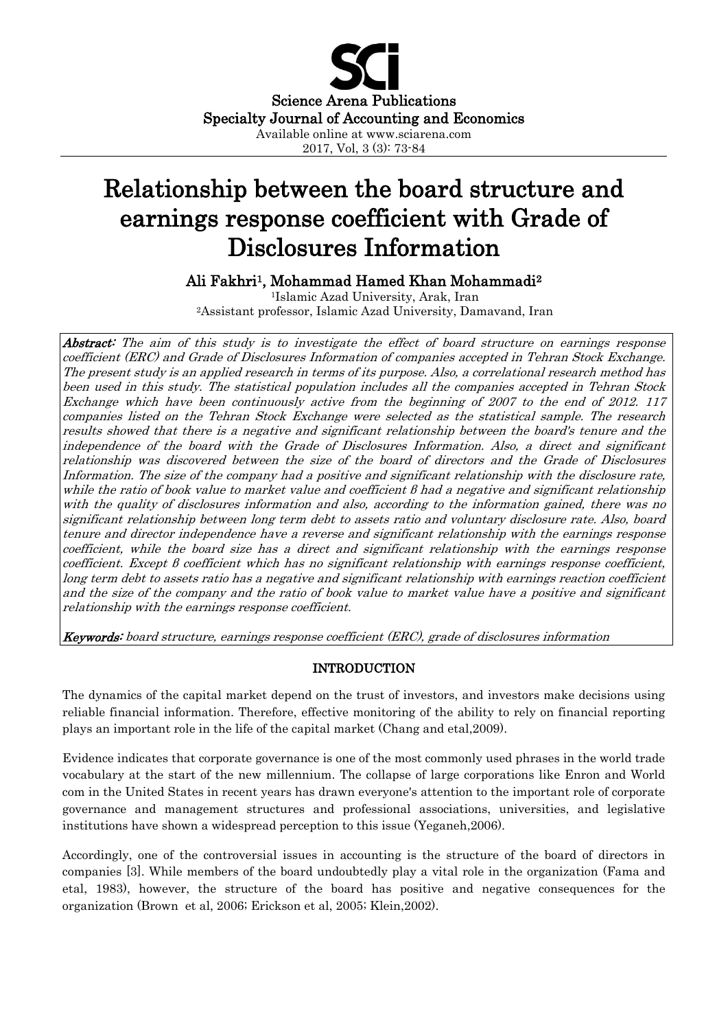Science Arena Publications
Specialty Journal of Accounting and Economics
Available online at www.sciarena.com
2017, Vol, 3 (3): 73-84

# Relationship between the board structure and earnings response coefficient with Grade of Disclosures Information

**Ali Fakhri[1], Mohammad Hamed Khan Mohammadi[2]**

[1]Islamic Azad University, Arak, Iran
[2]Assistant professor, Islamic Azad University, Damavand, Iran

***Abstract:*** *The aim of this study is to investigate the effect of board structure on earnings response coefficient (ERC) and Grade of Disclosures Information of companies accepted in Tehran Stock Exchange. The present study is an applied research in terms of its purpose. Also, a correlational research method has been used in this study. The statistical population includes all the companies accepted in Tehran Stock Exchange which have been continuously active from the beginning of 2007 to the end of 2012. 117 companies listed on the Tehran Stock Exchange were selected as the statistical sample. The research results showed that there is a negative and significant relationship between the board's tenure and the independence of the board with the Grade of Disclosures Information. Also, a direct and significant relationship was discovered between the size of the board of directors and the Grade of Disclosures Information. The size of the company had a positive and significant relationship with the disclosure rate, while the ratio of book value to market value and coefficient β had a negative and significant relationship with the quality of disclosures information and also, according to the information gained, there was no significant relationship between long term debt to assets ratio and voluntary disclosure rate. Also, board tenure and director independence have a reverse and significant relationship with the earnings response coefficient, while the board size has a direct and significant relationship with the earnings response coefficient. Except β coefficient which has no significant relationship with earnings response coefficient, long term debt to assets ratio has a negative and significant relationship with earnings reaction coefficient and the size of the company and the ratio of book value to market value have a positive and significant relationship with the earnings response coefficient.*

***Keywords:*** *board structure, earnings response coefficient (ERC), grade of disclosures information*

## INTRODUCTION

The dynamics of the capital market depend on the trust of investors, and investors make decisions using reliable financial information. Therefore, effective monitoring of the ability to rely on financial reporting plays an important role in the life of the capital market (Chang and etal,2009).

Evidence indicates that corporate governance is one of the most commonly used phrases in the world trade vocabulary at the start of the new millennium. The collapse of large corporations like Enron and World com in the United States in recent years has drawn everyone's attention to the important role of corporate governance and management structures and professional associations, universities, and legislative institutions have shown a widespread perception to this issue (Yeganeh,2006).

Accordingly, one of the controversial issues in accounting is the structure of the board of directors in companies [3]. While members of the board undoubtedly play a vital role in the organization (Fama and etal, 1983), however, the structure of the board has positive and negative consequences for the organization (Brown et al, 2006; Erickson et al, 2005; Klein,2002).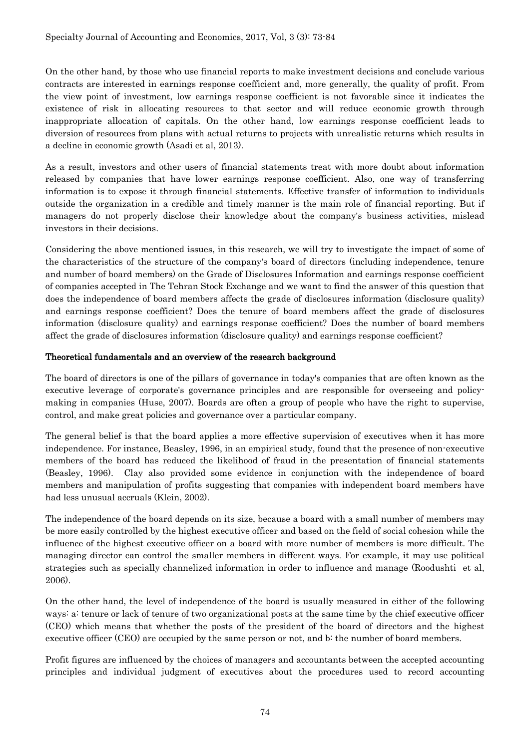On the other hand, by those who use financial reports to make investment decisions and conclude various contracts are interested in earnings response coefficient and, more generally, the quality of profit. From the view point of investment, low earnings response coefficient is not favorable since it indicates the existence of risk in allocating resources to that sector and will reduce economic growth through inappropriate allocation of capitals. On the other hand, low earnings response coefficient leads to diversion of resources from plans with actual returns to projects with unrealistic returns which results in a decline in economic growth (Asadi et al, 2013).

As a result, investors and other users of financial statements treat with more doubt about information released by companies that have lower earnings response coefficient. Also, one way of transferring information is to expose it through financial statements. Effective transfer of information to individuals outside the organization in a credible and timely manner is the main role of financial reporting. But if managers do not properly disclose their knowledge about the company's business activities, mislead investors in their decisions.

Considering the above mentioned issues, in this research, we will try to investigate the impact of some of the characteristics of the structure of the company's board of directors (including independence, tenure and number of board members) on the Grade of Disclosures Information and earnings response coefficient of companies accepted in The Tehran Stock Exchange and we want to find the answer of this question that does the independence of board members affects the grade of disclosures information (disclosure quality) and earnings response coefficient? Does the tenure of board members affect the grade of disclosures information (disclosure quality) and earnings response coefficient? Does the number of board members affect the grade of disclosures information (disclosure quality) and earnings response coefficient?

## Theoretical fundamentals and an overview of the research background

The board of directors is one of the pillars of governance in today's companies that are often known as the executive leverage of corporate's governance principles and are responsible for overseeing and policy-making in companies (Huse, 2007). Boards are often a group of people who have the right to supervise, control, and make great policies and governance over a particular company.

The general belief is that the board applies a more effective supervision of executives when it has more independence. For instance, Beasley, 1996, in an empirical study, found that the presence of non-executive members of the board has reduced the likelihood of fraud in the presentation of financial statements (Beasley, 1996). Clay also provided some evidence in conjunction with the independence of board members and manipulation of profits suggesting that companies with independent board members have had less unusual accruals (Klein, 2002).

The independence of the board depends on its size, because a board with a small number of members may be more easily controlled by the highest executive officer and based on the field of social cohesion while the influence of the highest executive officer on a board with more number of members is more difficult. The managing director can control the smaller members in different ways. For example, it may use political strategies such as specially channelized information in order to influence and manage (Roodushti et al, 2006).

On the other hand, the level of independence of the board is usually measured in either of the following ways: a: tenure or lack of tenure of two organizational posts at the same time by the chief executive officer (CEO) which means that whether the posts of the president of the board of directors and the highest executive officer (CEO) are occupied by the same person or not, and b: the number of board members.

Profit figures are influenced by the choices of managers and accountants between the accepted accounting principles and individual judgment of executives about the procedures used to record accounting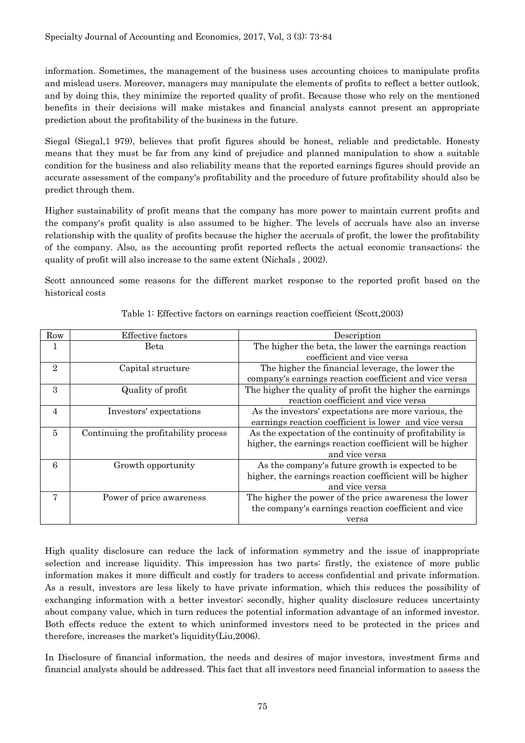information. Sometimes, the management of the business uses accounting choices to manipulate profits and mislead users. Moreover, managers may manipulate the elements of profits to reflect a better outlook, and by doing this, they minimize the reported quality of profit. Because those who rely on the mentioned benefits in their decisions will make mistakes and financial analysts cannot present an appropriate prediction about the profitability of the business in the future.

Siegal (Siegal,1 979), believes that profit figures should be honest, reliable and predictable. Honesty means that they must be far from any kind of prejudice and planned manipulation to show a suitable condition for the business and also reliability means that the reported earnings figures should provide an accurate assessment of the company's profitability and the procedure of future profitability should also be predict through them.

Higher sustainability of profit means that the company has more power to maintain current profits and the company's profit quality is also assumed to be higher. The levels of accruals have also an inverse relationship with the quality of profits because the higher the accruals of profit, the lower the profitability of the company. Also, as the accounting profit reported reflects the actual economic transactions; the quality of profit will also increase to the same extent (Nichals , 2002).

Scott announced some reasons for the different market response to the reported profit based on the historical costs

Table 1: Effective factors on earnings reaction coefficient (Scott,2003)

| Row | Effective factors | Description |
| --- | --- | --- |
| 1 | Beta | The higher the beta, the lower the earnings reaction coefficient and vice versa |
| 2 | Capital structure | The higher the financial leverage, the lower the company's earnings reaction coefficient and vice versa |
| 3 | Quality of profit | The higher the quality of profit the higher the earnings reaction coefficient and vice versa |
| 4 | Investors' expectations | As the investors' expectations are more various, the earnings reaction coefficient is lower and vice versa |
| 5 | Continuing the profitability process | As the expectation of the continuity of profitability is higher, the earnings reaction coefficient will be higher and vice versa |
| 6 | Growth opportunity | As the company's future growth is expected to be higher, the earnings reaction coefficient will be higher and vice versa |
| 7 | Power of price awareness | The higher the power of the price awareness the lower the company's earnings reaction coefficient and vice versa |

High quality disclosure can reduce the lack of information symmetry and the issue of inappropriate selection and increase liquidity. This impression has two parts: firstly, the existence of more public information makes it more difficult and costly for traders to access confidential and private information. As a result, investors are less likely to have private information, which this reduces the possibility of exchanging information with a better investor; secondly, higher quality disclosure reduces uncertainty about company value, which in turn reduces the potential information advantage of an informed investor. Both effects reduce the extent to which uninformed investors need to be protected in the prices and therefore, increases the market's liquidity(Liu,2006).

In Disclosure of financial information, the needs and desires of major investors, investment firms and financial analysts should be addressed. This fact that all investors need financial information to assess the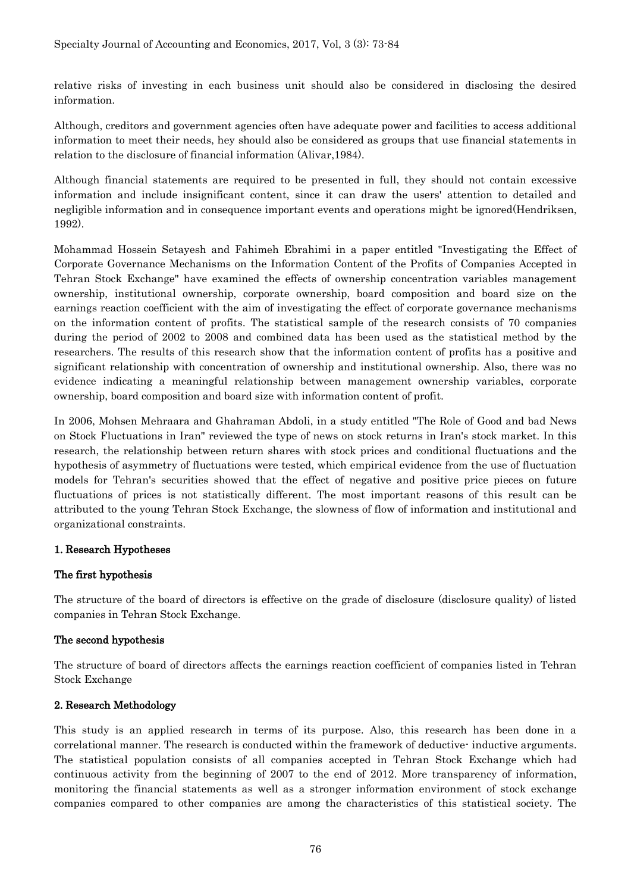relative risks of investing in each business unit should also be considered in disclosing the desired information.

Although, creditors and government agencies often have adequate power and facilities to access additional information to meet their needs, hey should also be considered as groups that use financial statements in relation to the disclosure of financial information (Alivar,1984).

Although financial statements are required to be presented in full, they should not contain excessive information and include insignificant content, since it can draw the users' attention to detailed and negligible information and in consequence important events and operations might be ignored(Hendriksen, 1992).

Mohammad Hossein Setayesh and Fahimeh Ebrahimi in a paper entitled "Investigating the Effect of Corporate Governance Mechanisms on the Information Content of the Profits of Companies Accepted in Tehran Stock Exchange" have examined the effects of ownership concentration variables management ownership, institutional ownership, corporate ownership, board composition and board size on the earnings reaction coefficient with the aim of investigating the effect of corporate governance mechanisms on the information content of profits. The statistical sample of the research consists of 70 companies during the period of 2002 to 2008 and combined data has been used as the statistical method by the researchers. The results of this research show that the information content of profits has a positive and significant relationship with concentration of ownership and institutional ownership. Also, there was no evidence indicating a meaningful relationship between management ownership variables, corporate ownership, board composition and board size with information content of profit.

In 2006, Mohsen Mehraara and Ghahraman Abdoli, in a study entitled "The Role of Good and bad News on Stock Fluctuations in Iran" reviewed the type of news on stock returns in Iran's stock market. In this research, the relationship between return shares with stock prices and conditional fluctuations and the hypothesis of asymmetry of fluctuations were tested, which empirical evidence from the use of fluctuation models for Tehran's securities showed that the effect of negative and positive price pieces on future fluctuations of prices is not statistically different. The most important reasons of this result can be attributed to the young Tehran Stock Exchange, the slowness of flow of information and institutional and organizational constraints.

## 1. Research Hypotheses

### The first hypothesis

The structure of the board of directors is effective on the grade of disclosure (disclosure quality) of listed companies in Tehran Stock Exchange.

### The second hypothesis

The structure of board of directors affects the earnings reaction coefficient of companies listed in Tehran Stock Exchange

## 2. Research Methodology

This study is an applied research in terms of its purpose. Also, this research has been done in a correlational manner. The research is conducted within the framework of deductive- inductive arguments. The statistical population consists of all companies accepted in Tehran Stock Exchange which had continuous activity from the beginning of 2007 to the end of 2012. More transparency of information, monitoring the financial statements as well as a stronger information environment of stock exchange companies compared to other companies are among the characteristics of this statistical society. The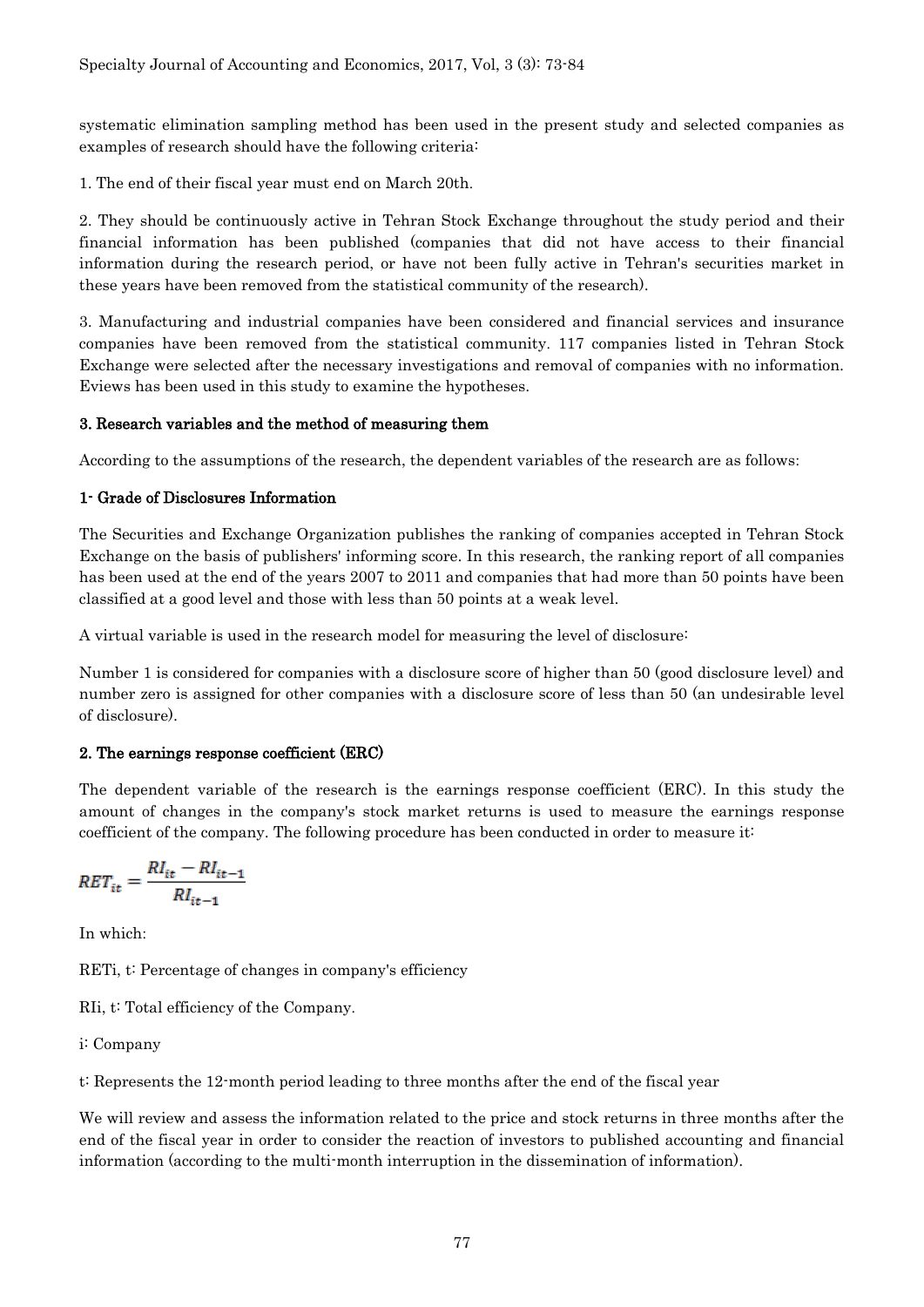systematic elimination sampling method has been used in the present study and selected companies as examples of research should have the following criteria:

1. The end of their fiscal year must end on March 20th.

2. They should be continuously active in Tehran Stock Exchange throughout the study period and their financial information has been published (companies that did not have access to their financial information during the research period, or have not been fully active in Tehran's securities market in these years have been removed from the statistical community of the research).

3. Manufacturing and industrial companies have been considered and financial services and insurance companies have been removed from the statistical community. 117 companies listed in Tehran Stock Exchange were selected after the necessary investigations and removal of companies with no information. Eviews has been used in this study to examine the hypotheses.

### 3. Research variables and the method of measuring them

According to the assumptions of the research, the dependent variables of the research are as follows:

#### 1- Grade of Disclosures Information

The Securities and Exchange Organization publishes the ranking of companies accepted in Tehran Stock Exchange on the basis of publishers' informing score. In this research, the ranking report of all companies has been used at the end of the years 2007 to 2011 and companies that had more than 50 points have been classified at a good level and those with less than 50 points at a weak level.

A virtual variable is used in the research model for measuring the level of disclosure:

Number 1 is considered for companies with a disclosure score of higher than 50 (good disclosure level) and number zero is assigned for other companies with a disclosure score of less than 50 (an undesirable level of disclosure).

#### 2. The earnings response coefficient (ERC)

The dependent variable of the research is the earnings response coefficient (ERC). In this study the amount of changes in the company's stock market returns is used to measure the earnings response coefficient of the company. The following procedure has been conducted in order to measure it:

$$RET_{it} = \frac{RI_{it} - RI_{it-1}}{RI_{it-1}}$$

In which:

$RET_{i,t}$: Percentage of changes in company's efficiency

$RI_{i,t}$: Total efficiency of the Company.

i: Company

t: Represents the 12-month period leading to three months after the end of the fiscal year

We will review and assess the information related to the price and stock returns in three months after the end of the fiscal year in order to consider the reaction of investors to published accounting and financial information (according to the multi-month interruption in the dissemination of information).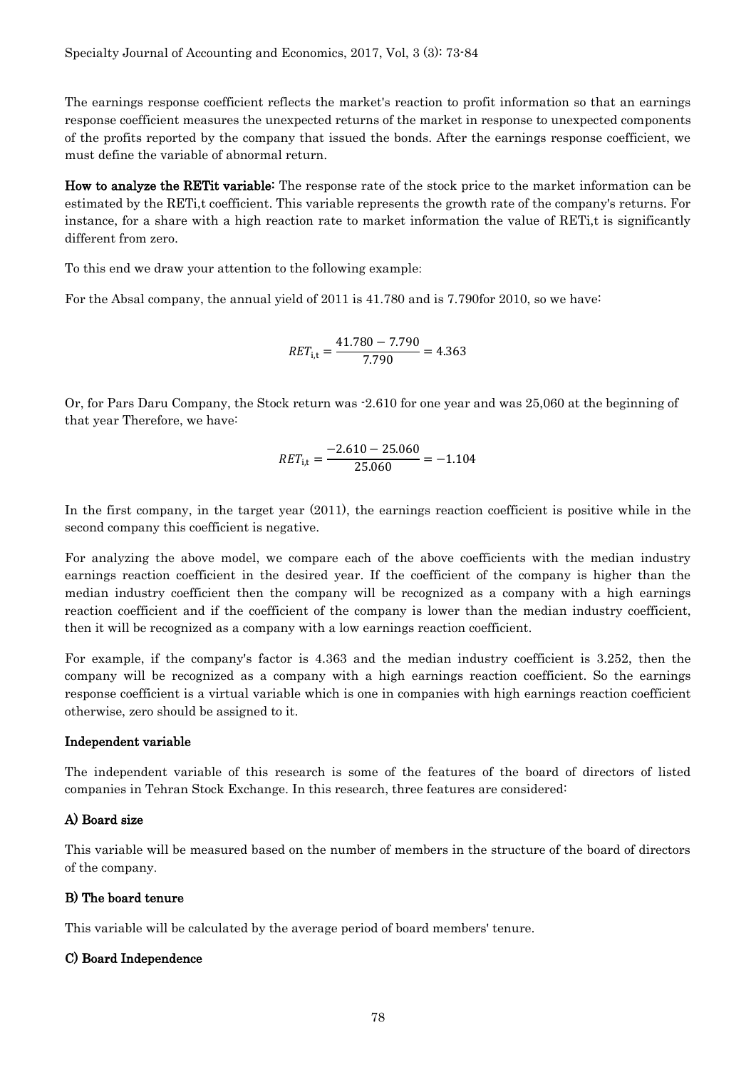The earnings response coefficient reflects the market's reaction to profit information so that an earnings response coefficient measures the unexpected returns of the market in response to unexpected components of the profits reported by the company that issued the bonds. After the earnings response coefficient, we must define the variable of abnormal return.

**How to analyze the RETit variable:** The response rate of the stock price to the market information can be estimated by the $RET_{i,t}$ coefficient. This variable represents the growth rate of the company's returns. For instance, for a share with a high reaction rate to market information the value of $RET_{i,t}$ is significantly different from zero.

To this end we draw your attention to the following example:

For the Absal company, the annual yield of 2011 is 41.780 and is 7.790for 2010, so we have:

$$RET_{i,t} = \frac{41.780 - 7.790}{7.790} = 4.363$$

Or, for Pars Daru Company, the Stock return was -2.610 for one year and was 25,060 at the beginning of that year Therefore, we have:

$$RET_{i,t} = \frac{-2.610 - 25.060}{25.060} = -1.104$$

In the first company, in the target year (2011), the earnings reaction coefficient is positive while in the second company this coefficient is negative.

For analyzing the above model, we compare each of the above coefficients with the median industry earnings reaction coefficient in the desired year. If the coefficient of the company is higher than the median industry coefficient then the company will be recognized as a company with a high earnings reaction coefficient and if the coefficient of the company is lower than the median industry coefficient, then it will be recognized as a company with a low earnings reaction coefficient.

For example, if the company's factor is 4.363 and the median industry coefficient is 3.252, then the company will be recognized as a company with a high earnings reaction coefficient. So the earnings response coefficient is a virtual variable which is one in companies with high earnings reaction coefficient otherwise, zero should be assigned to it.

### Independent variable

The independent variable of this research is some of the features of the board of directors of listed companies in Tehran Stock Exchange. In this research, three features are considered:

#### A) Board size

This variable will be measured based on the number of members in the structure of the board of directors of the company.

#### B) The board tenure

This variable will be calculated by the average period of board members' tenure.

#### C) Board Independence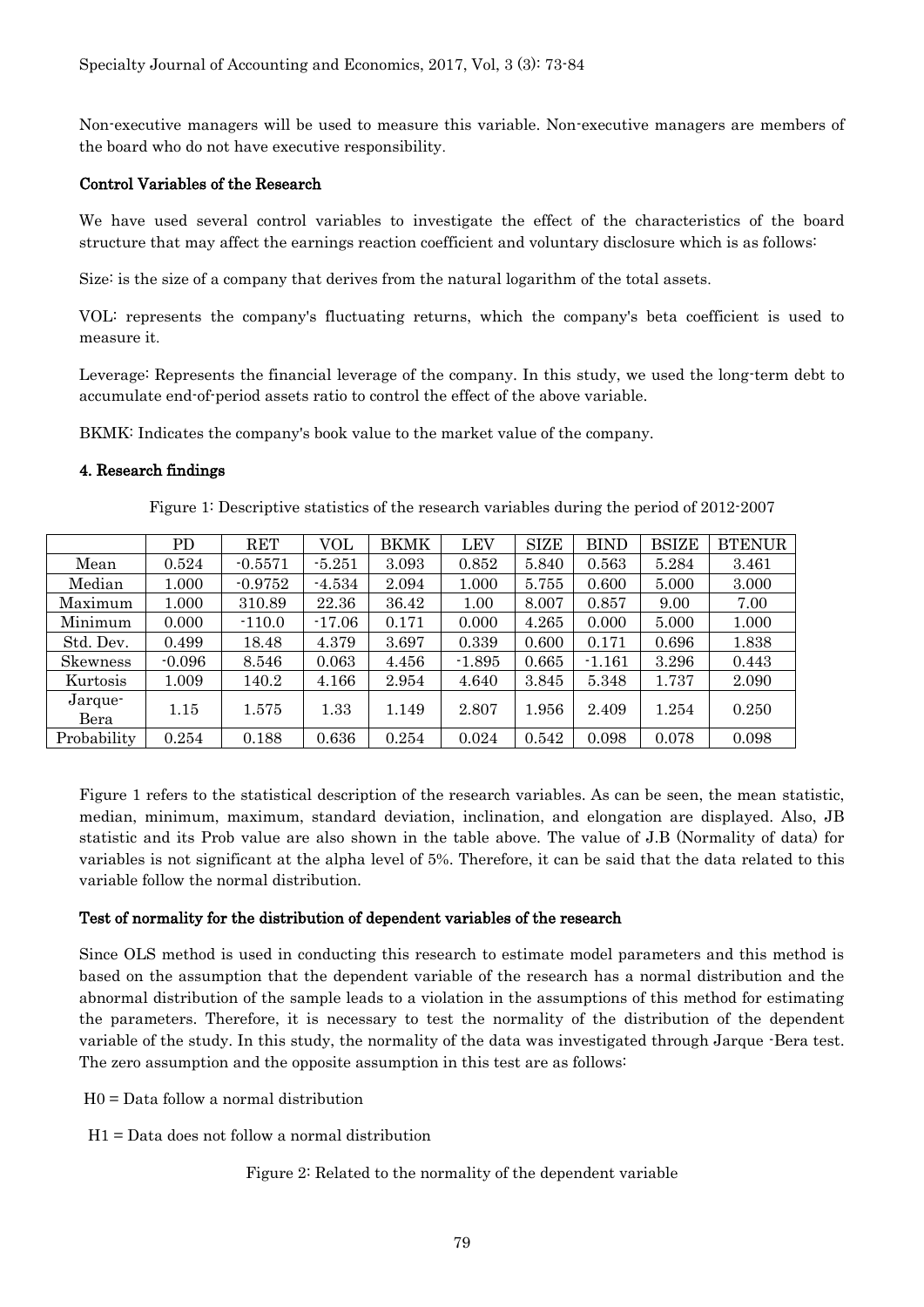Non-executive managers will be used to measure this variable. Non-executive managers are members of the board who do not have executive responsibility.

### Control Variables of the Research

We have used several control variables to investigate the effect of the characteristics of the board structure that may affect the earnings reaction coefficient and voluntary disclosure which is as follows:

Size: is the size of a company that derives from the natural logarithm of the total assets.

VOL: represents the company's fluctuating returns, which the company's beta coefficient is used to measure it.

Leverage: Represents the financial leverage of the company. In this study, we used the long-term debt to accumulate end-of-period assets ratio to control the effect of the above variable.

BKMK: Indicates the company's book value to the market value of the company.

## 4. Research findings

Figure 1: Descriptive statistics of the research variables during the period of 2012-2007

| | PD | RET | VOL | BKMK | LEV | SIZE | BIND | BSIZE | BTENUR |
|---|---|---|---|---|---|---|---|---|---|
| Mean | 0.524 | -0.5571 | -5.251 | 3.093 | 0.852 | 5.840 | 0.563 | 5.284 | 3.461 |
| Median | 1.000 | -0.9752 | -4.534 | 2.094 | 1.000 | 5.755 | 0.600 | 5.000 | 3.000 |
| Maximum | 1.000 | 310.89 | 22.36 | 36.42 | 1.00 | 8.007 | 0.857 | 9.00 | 7.00 |
| Minimum | 0.000 | -110.0 | -17.06 | 0.171 | 0.000 | 4.265 | 0.000 | 5.000 | 1.000 |
| Std. Dev. | 0.499 | 18.48 | 4.379 | 3.697 | 0.339 | 0.600 | 0.171 | 0.696 | 1.838 |
| Skewness | -0.096 | 8.546 | 0.063 | 4.456 | -1.895 | 0.665 | -1.161 | 3.296 | 0.443 |
| Kurtosis | 1.009 | 140.2 | 4.166 | 2.954 | 4.640 | 3.845 | 5.348 | 1.737 | 2.090 |
| Jarque-Bera | 1.15 | 1.575 | 1.33 | 1.149 | 2.807 | 1.956 | 2.409 | 1.254 | 0.250 |
| Probability | 0.254 | 0.188 | 0.636 | 0.254 | 0.024 | 0.542 | 0.098 | 0.078 | 0.098 |

Figure 1 refers to the statistical description of the research variables. As can be seen, the mean statistic, median, minimum, maximum, standard deviation, inclination, and elongation are displayed. Also, JB statistic and its Prob value are also shown in the table above. The value of J.B (Normality of data) for variables is not significant at the alpha level of 5%. Therefore, it can be said that the data related to this variable follow the normal distribution.

### Test of normality for the distribution of dependent variables of the research

Since OLS method is used in conducting this research to estimate model parameters and this method is based on the assumption that the dependent variable of the research has a normal distribution and the abnormal distribution of the sample leads to a violation in the assumptions of this method for estimating the parameters. Therefore, it is necessary to test the normality of the distribution of the dependent variable of the study. In this study, the normality of the data was investigated through Jarque -Bera test. The zero assumption and the opposite assumption in this test are as follows:

H0 = Data follow a normal distribution

H1 = Data does not follow a normal distribution

Figure 2: Related to the normality of the dependent variable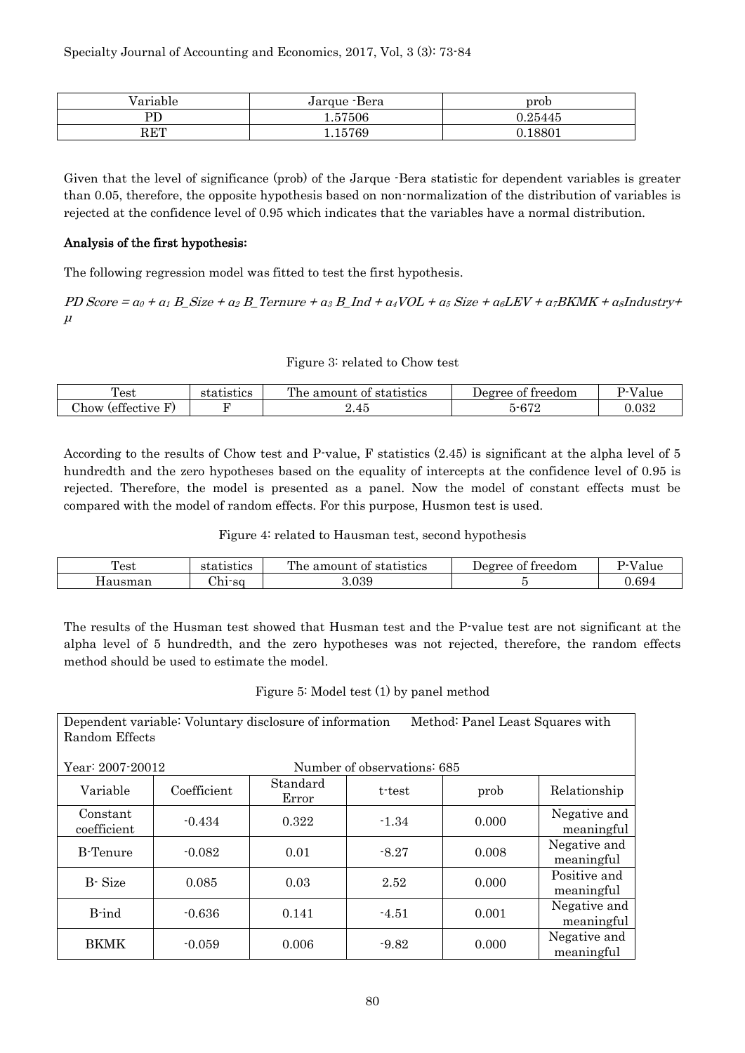| Variable | Jarque -Bera | prob |
|---|---|---|
| PD | 1.57506 | 0.25445 |
| RET | 1.15769 | 0.18801 |

Given that the level of significance (prob) of the Jarque -Bera statistic for dependent variables is greater than 0.05, therefore, the opposite hypothesis based on non-normalization of the distribution of variables is rejected at the confidence level of 0.95 which indicates that the variables have a normal distribution.

### Analysis of the first hypothesis:

The following regression model was fitted to test the first hypothesis.

$$PD\ Score = a_0 + a_1\ B\_Size + a_2\ B\_Ternure + a_3\ B\_Ind + a_4 VOL + a_5\ Size + a_6 LEV + a_7 BKMK + a_8 Industry + \mu$$

Figure 3: related to Chow test

| Test | statistics | The amount of statistics | Degree of freedom | P-Value |
|---|---|---|---|---|
| Chow (effective F) | F | 2.45 | 5-672 | 0.032 |

According to the results of Chow test and P-value, F statistics (2.45) is significant at the alpha level of 5 hundredth and the zero hypotheses based on the equality of intercepts at the confidence level of 0.95 is rejected. Therefore, the model is presented as a panel. Now the model of constant effects must be compared with the model of random effects. For this purpose, Husmon test is used.

Figure 4: related to Hausman test, second hypothesis

| Test | statistics | The amount of statistics | Degree of freedom | P-Value |
|---|---|---|---|---|
| Hausman | Chi-sq | 3.039 | 5 | 0.694 |

The results of the Husman test showed that Husman test and the P-value test are not significant at the alpha level of 5 hundredth, and the zero hypotheses was not rejected, therefore, the random effects method should be used to estimate the model.

Figure 5: Model test (1) by panel method

| Dependent variable: Voluntary disclosure of information &nbsp;&nbsp; Method: Panel Least Squares with Random Effects | | | | | |
|---|---|---|---|---|---|
| Year: 2007-20012 | | Number of observations: 685 | | | |
| Variable | Coefficient | Standard Error | t-test | prob | Relationship |
| Constant coefficient | -0.434 | 0.322 | -1.34 | 0.000 | Negative and meaningful |
| B-Tenure | -0.082 | 0.01 | -8.27 | 0.008 | Negative and meaningful |
| B- Size | 0.085 | 0.03 | 2.52 | 0.000 | Positive and meaningful |
| B-ind | -0.636 | 0.141 | -4.51 | 0.001 | Negative and meaningful |
| BKMK | -0.059 | 0.006 | -9.82 | 0.000 | Negative and meaningful |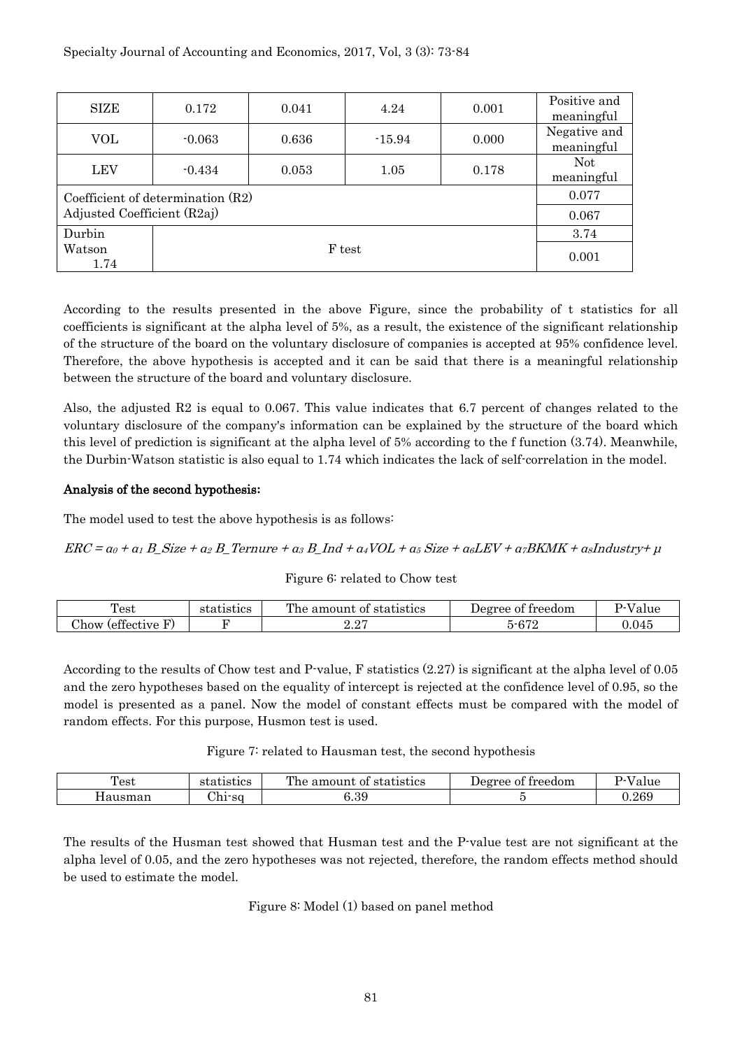| SIZE | 0.172 | 0.041 | 4.24 | 0.001 | Positive and meaningful |
|---|---|---|---|---|---|
| VOL | -0.063 | 0.636 | -15.94 | 0.000 | Negative and meaningful |
| LEV | -0.434 | 0.053 | 1.05 | 0.178 | Not meaningful |
| Coefficient of determination (R2) | | | | | 0.077 |
| Adjusted Coefficient (R2aj) | | | | | 0.067 |
| Durbin Watson 1.74 | F test | | | | 3.74 |
| | | | | | 0.001 |

According to the results presented in the above Figure, since the probability of t statistics for all coefficients is significant at the alpha level of 5%, as a result, the existence of the significant relationship of the structure of the board on the voluntary disclosure of companies is accepted at 95% confidence level. Therefore, the above hypothesis is accepted and it can be said that there is a meaningful relationship between the structure of the board and voluntary disclosure.

Also, the adjusted R2 is equal to 0.067. This value indicates that 6.7 percent of changes related to the voluntary disclosure of the company's information can be explained by the structure of the board which this level of prediction is significant at the alpha level of 5% according to the f function (3.74). Meanwhile, the Durbin-Watson statistic is also equal to 1.74 which indicates the lack of self-correlation in the model.

### Analysis of the second hypothesis:

The model used to test the above hypothesis is as follows:

$$ERC = a_0 + a_1\ B\_Size + a_2\ B\_Ternure + a_3\ B\_Ind + a_4 VOL + a_5\ Size + a_6 LEV + a_7 BKMK + a_8 Industry + \mu$$

Figure 6: related to Chow test

| Test | statistics | The amount of statistics | Degree of freedom | P-Value |
|---|---|---|---|---|
| Chow (effective F) | F | 2.27 | 5-672 | 0.045 |

According to the results of Chow test and P-value, F statistics (2.27) is significant at the alpha level of 0.05 and the zero hypotheses based on the equality of intercept is rejected at the confidence level of 0.95, so the model is presented as a panel. Now the model of constant effects must be compared with the model of random effects. For this purpose, Husmon test is used.

Figure 7: related to Hausman test, the second hypothesis

| Test | statistics | The amount of statistics | Degree of freedom | P-Value |
|---|---|---|---|---|
| Hausman | Chi-sq | 6.39 | 5 | 0.269 |

The results of the Husman test showed that Husman test and the P-value test are not significant at the alpha level of 0.05, and the zero hypotheses was not rejected, therefore, the random effects method should be used to estimate the model.

Figure 8: Model (1) based on panel method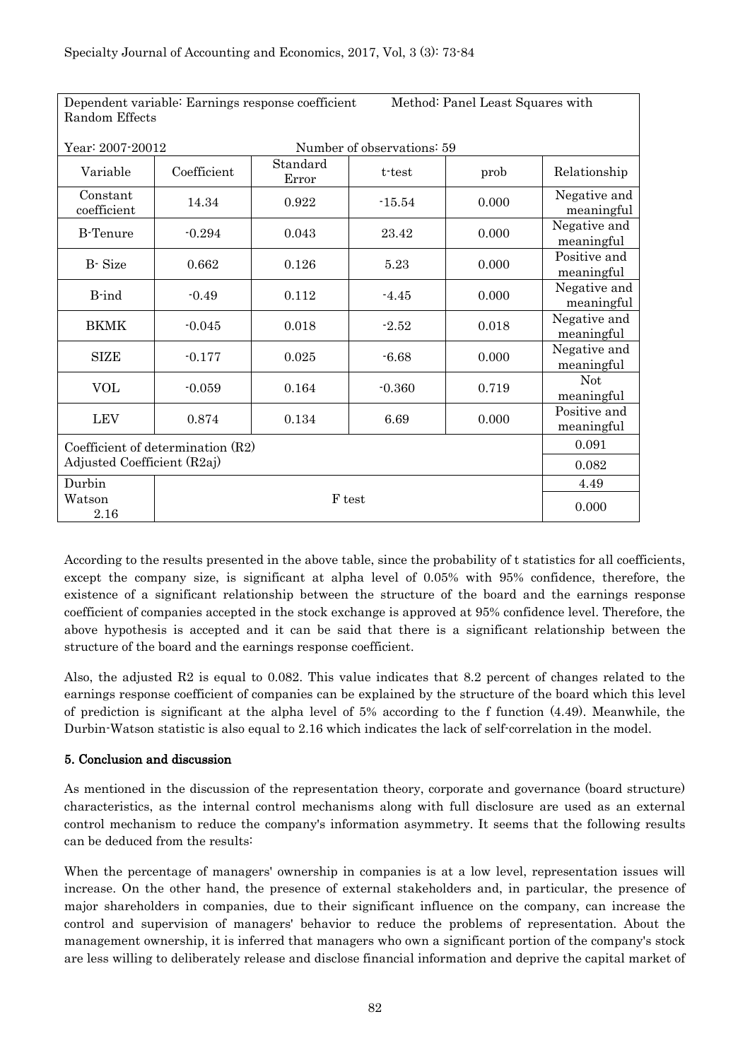| Dependent variable: Earnings response coefficient Random Effects | | | Method: Panel Least Squares with | | |
|---|---|---|---|---|---|
| Year: 2007-20012 | | Number of observations: 59 | | | |
| Variable | Coefficient | Standard Error | t-test | prob | Relationship |
| Constant coefficient | 14.34 | 0.922 | -15.54 | 0.000 | Negative and meaningful |
| B-Tenure | -0.294 | 0.043 | 23.42 | 0.000 | Negative and meaningful |
| B- Size | 0.662 | 0.126 | 5.23 | 0.000 | Positive and meaningful |
| B-ind | -0.49 | 0.112 | -4.45 | 0.000 | Negative and meaningful |
| BKMK | -0.045 | 0.018 | -2.52 | 0.018 | Negative and meaningful |
| SIZE | -0.177 | 0.025 | -6.68 | 0.000 | Negative and meaningful |
| VOL | -0.059 | 0.164 | -0.360 | 0.719 | Not meaningful |
| LEV | 0.874 | 0.134 | 6.69 | 0.000 | Positive and meaningful |
| Coefficient of determination (R2) | | | | | 0.091 |
| Adjusted Coefficient (R2aj) | | | | | 0.082 |
| Durbin Watson 2.16 | F test | | | | 4.49 |
| | | | | | 0.000 |

According to the results presented in the above table, since the probability of t statistics for all coefficients, except the company size, is significant at alpha level of 0.05% with 95% confidence, therefore, the existence of a significant relationship between the structure of the board and the earnings response coefficient of companies accepted in the stock exchange is approved at 95% confidence level. Therefore, the above hypothesis is accepted and it can be said that there is a significant relationship between the structure of the board and the earnings response coefficient.

Also, the adjusted R2 is equal to 0.082. This value indicates that 8.2 percent of changes related to the earnings response coefficient of companies can be explained by the structure of the board which this level of prediction is significant at the alpha level of 5% according to the f function (4.49). Meanwhile, the Durbin-Watson statistic is also equal to 2.16 which indicates the lack of self-correlation in the model.

## 5. Conclusion and discussion

As mentioned in the discussion of the representation theory, corporate and governance (board structure) characteristics, as the internal control mechanisms along with full disclosure are used as an external control mechanism to reduce the company's information asymmetry. It seems that the following results can be deduced from the results:

When the percentage of managers' ownership in companies is at a low level, representation issues will increase. On the other hand, the presence of external stakeholders and, in particular, the presence of major shareholders in companies, due to their significant influence on the company, can increase the control and supervision of managers' behavior to reduce the problems of representation. About the management ownership, it is inferred that managers who own a significant portion of the company's stock are less willing to deliberately release and disclose financial information and deprive the capital market of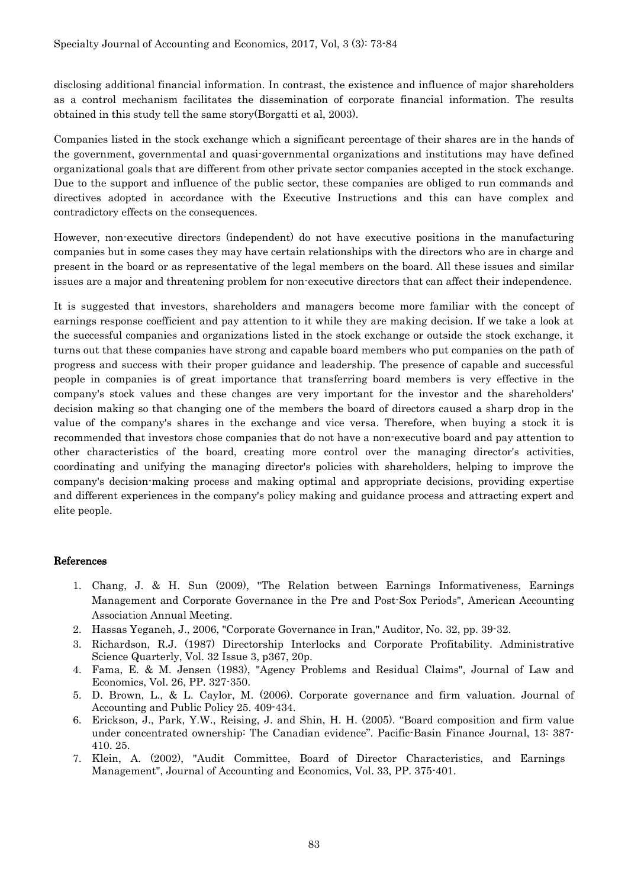disclosing additional financial information. In contrast, the existence and influence of major shareholders as a control mechanism facilitates the dissemination of corporate financial information. The results obtained in this study tell the same story(Borgatti et al, 2003).

Companies listed in the stock exchange which a significant percentage of their shares are in the hands of the government, governmental and quasi-governmental organizations and institutions may have defined organizational goals that are different from other private sector companies accepted in the stock exchange. Due to the support and influence of the public sector, these companies are obliged to run commands and directives adopted in accordance with the Executive Instructions and this can have complex and contradictory effects on the consequences.

However, non-executive directors (independent) do not have executive positions in the manufacturing companies but in some cases they may have certain relationships with the directors who are in charge and present in the board or as representative of the legal members on the board. All these issues and similar issues are a major and threatening problem for non-executive directors that can affect their independence.

It is suggested that investors, shareholders and managers become more familiar with the concept of earnings response coefficient and pay attention to it while they are making decision. If we take a look at the successful companies and organizations listed in the stock exchange or outside the stock exchange, it turns out that these companies have strong and capable board members who put companies on the path of progress and success with their proper guidance and leadership. The presence of capable and successful people in companies is of great importance that transferring board members is very effective in the company's stock values and these changes are very important for the investor and the shareholders' decision making so that changing one of the members the board of directors caused a sharp drop in the value of the company's shares in the exchange and vice versa. Therefore, when buying a stock it is recommended that investors chose companies that do not have a non-executive board and pay attention to other characteristics of the board, creating more control over the managing director's activities, coordinating and unifying the managing director's policies with shareholders, helping to improve the company's decision-making process and making optimal and appropriate decisions, providing expertise and different experiences in the company's policy making and guidance process and attracting expert and elite people.

## References

1. Chang, J. & H. Sun (2009), "The Relation between Earnings Informativeness, Earnings Management and Corporate Governance in the Pre and Post-Sox Periods", American Accounting Association Annual Meeting.
2. Hassas Yeganeh, J., 2006, "Corporate Governance in Iran," Auditor, No. 32, pp. 39-32.
3. Richardson, R.J. (1987) Directorship Interlocks and Corporate Profitability. Administrative Science Quarterly, Vol. 32 Issue 3, p367, 20p.
4. Fama, E. & M. Jensen (1983), "Agency Problems and Residual Claims", Journal of Law and Economics, Vol. 26, PP. 327-350.
5. D. Brown, L., & L. Caylor, M. (2006). Corporate governance and firm valuation. Journal of Accounting and Public Policy 25. 409-434.
6. Erickson, J., Park, Y.W., Reising, J. and Shin, H. H. (2005). "Board composition and firm value under concentrated ownership: The Canadian evidence". Pacific-Basin Finance Journal, 13: 387-410. 25.
7. Klein, A. (2002), "Audit Committee, Board of Director Characteristics, and Earnings Management", Journal of Accounting and Economics, Vol. 33, PP. 375-401.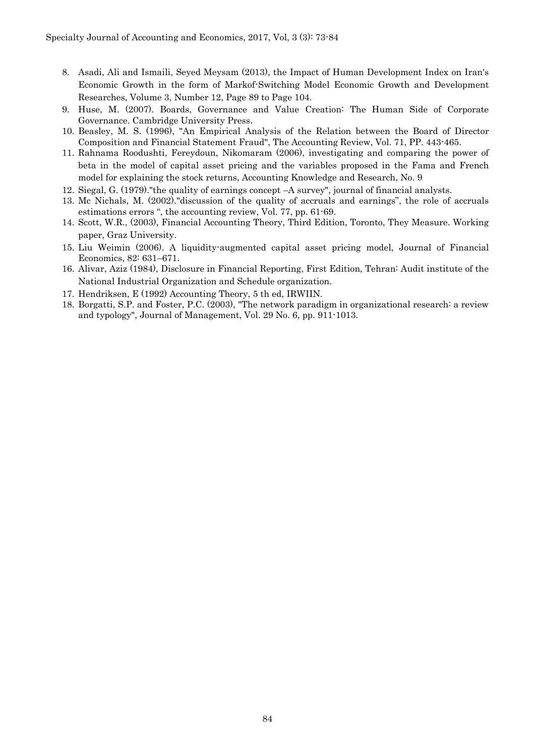8. Asadi, Ali and Ismaili, Seyed Meysam (2013), the Impact of Human Development Index on Iran's Economic Growth in the form of Markof-Switching Model Economic Growth and Development Researches, Volume 3, Number 12, Page 89 to Page 104.
9. Huse, M. (2007). Boards, Governance and Value Creation: The Human Side of Corporate Governance. Cambridge University Press.
10. Beasley, M. S. (1996), "An Empirical Analysis of the Relation between the Board of Director Composition and Financial Statement Fraud", The Accounting Review, Vol. 71, PP. 443-465.
11. Rahnama Roodushti, Fereydoun, Nikomaram (2006), investigating and comparing the power of beta in the model of capital asset pricing and the variables proposed in the Fama and French model for explaining the stock returns, Accounting Knowledge and Research, No. 9
12. Siegal, G. (1979)."the quality of earnings concept –A survey", journal of financial analysts.
13. Mc Nichals, M. (2002)."discussion of the quality of accruals and earnings", the role of accruals estimations errors ", the accounting review, Vol. 77, pp. 61-69.
14. Scott, W.R., (2003), Financial Accounting Theory, Third Edition, Toronto, They Measure. Working paper, Graz University.
15. Liu Weimin (2006). A liquidity-augmented capital asset pricing model, Journal of Financial Economics, 82: 631–671.
16. Alivar, Aziz (1984), Disclosure in Financial Reporting, First Edition, Tehran: Audit institute of the National Industrial Organization and Schedule organization.
17. Hendriksen, E (1992) Accounting Theory, 5 th ed, IRWIIN.
18. Borgatti, S.P. and Foster, P.C. (2003), "The network paradigm in organizational research: a review and typology", Journal of Management, Vol. 29 No. 6, pp. 911-1013.